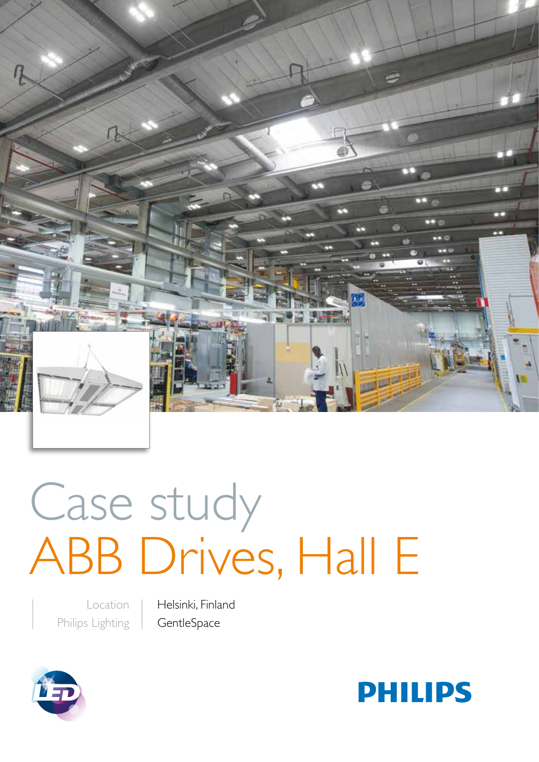# Case study
# ABB Drives, Hall E

| | |
|---|---|
| Location | Helsinki, Finland |
| Philips Lighting | GentleSpace |

PHILIPS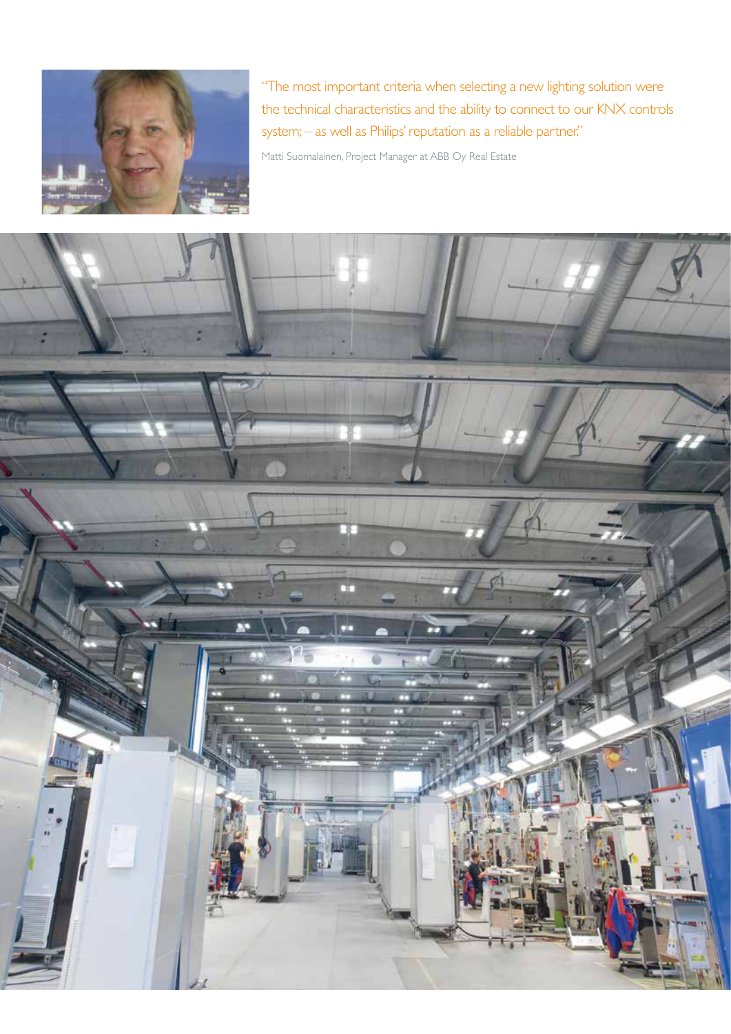"The most important criteria when selecting a new lighting solution were the technical characteristics and the ability to connect to our KNX controls system; – as well as Philips' reputation as a reliable partner."

Matti Suomalainen, Project Manager at ABB Oy Real Estate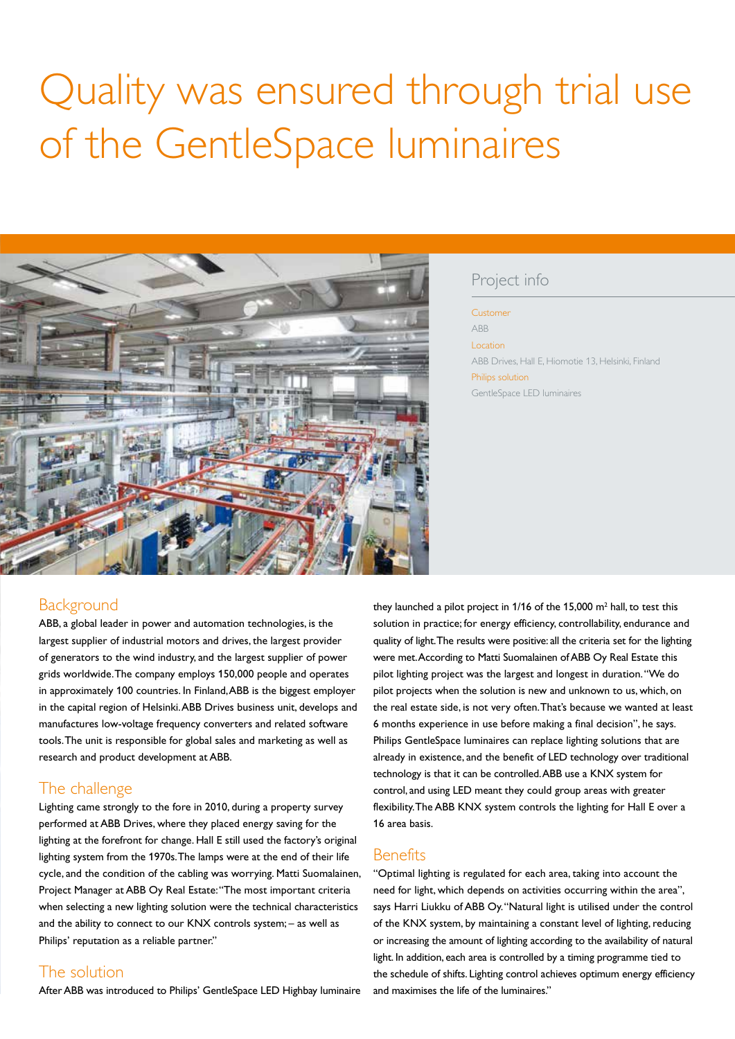# Quality was ensured through trial use of the GentleSpace luminaires

## Project info

**Customer**
ABB

**Location**
ABB Drives, Hall E, Hiomotie 13, Helsinki, Finland

**Philips solution**
GentleSpace LED luminaires

## Background

ABB, a global leader in power and automation technologies, is the largest supplier of industrial motors and drives, the largest provider of generators to the wind industry, and the largest supplier of power grids worldwide. The company employs 150,000 people and operates in approximately 100 countries. In Finland, ABB is the biggest employer in the capital region of Helsinki. ABB Drives business unit, develops and manufactures low-voltage frequency converters and related software tools. The unit is responsible for global sales and marketing as well as research and product development at ABB.

## The challenge

Lighting came strongly to the fore in 2010, during a property survey performed at ABB Drives, where they placed energy saving for the lighting at the forefront for change. Hall E still used the factory's original lighting system from the 1970s. The lamps were at the end of their life cycle, and the condition of the cabling was worrying. Matti Suomalainen, Project Manager at ABB Oy Real Estate: "The most important criteria when selecting a new lighting solution were the technical characteristics and the ability to connect to our KNX controls system; – as well as Philips' reputation as a reliable partner."

## The solution

After ABB was introduced to Philips' GentleSpace LED Highbay luminaire they launched a pilot project in 1/16 of the 15,000 m² hall, to test this solution in practice; for energy efficiency, controllability, endurance and quality of light. The results were positive: all the criteria set for the lighting were met. According to Matti Suomalainen of ABB Oy Real Estate this pilot lighting project was the largest and longest in duration. "We do pilot projects when the solution is new and unknown to us, which, on the real estate side, is not very often. That's because we wanted at least 6 months experience in use before making a final decision", he says. Philips GentleSpace luminaires can replace lighting solutions that are already in existence, and the benefit of LED technology over traditional technology is that it can be controlled. ABB use a KNX system for control, and using LED meant they could group areas with greater flexibility. The ABB KNX system controls the lighting for Hall E over a 16 area basis.

## Benefits

"Optimal lighting is regulated for each area, taking into account the need for light, which depends on activities occurring within the area", says Harri Liukku of ABB Oy. "Natural light is utilised under the control of the KNX system, by maintaining a constant level of lighting, reducing or increasing the amount of lighting according to the availability of natural light. In addition, each area is controlled by a timing programme tied to the schedule of shifts. Lighting control achieves optimum energy efficiency and maximises the life of the luminaires."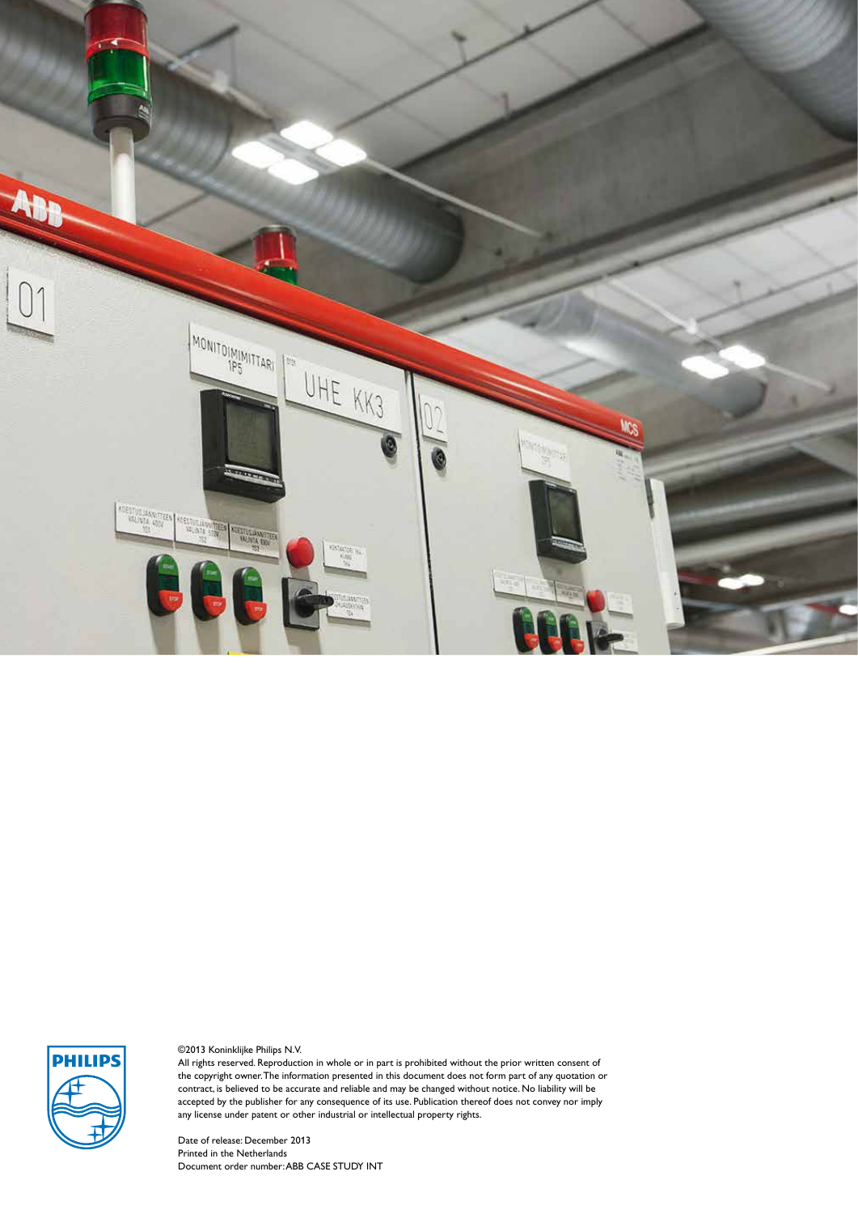©2013 Koninklijke Philips N.V.
All rights reserved. Reproduction in whole or in part is prohibited without the prior written consent of the copyright owner. The information presented in this document does not form part of any quotation or contract, is believed to be accurate and reliable and may be changed without notice. No liability will be accepted by the publisher for any consequence of its use. Publication thereof does not convey nor imply any license under patent or other industrial or intellectual property rights.

Date of release: December 2013
Printed in the Netherlands
Document order number: ABB CASE STUDY INT